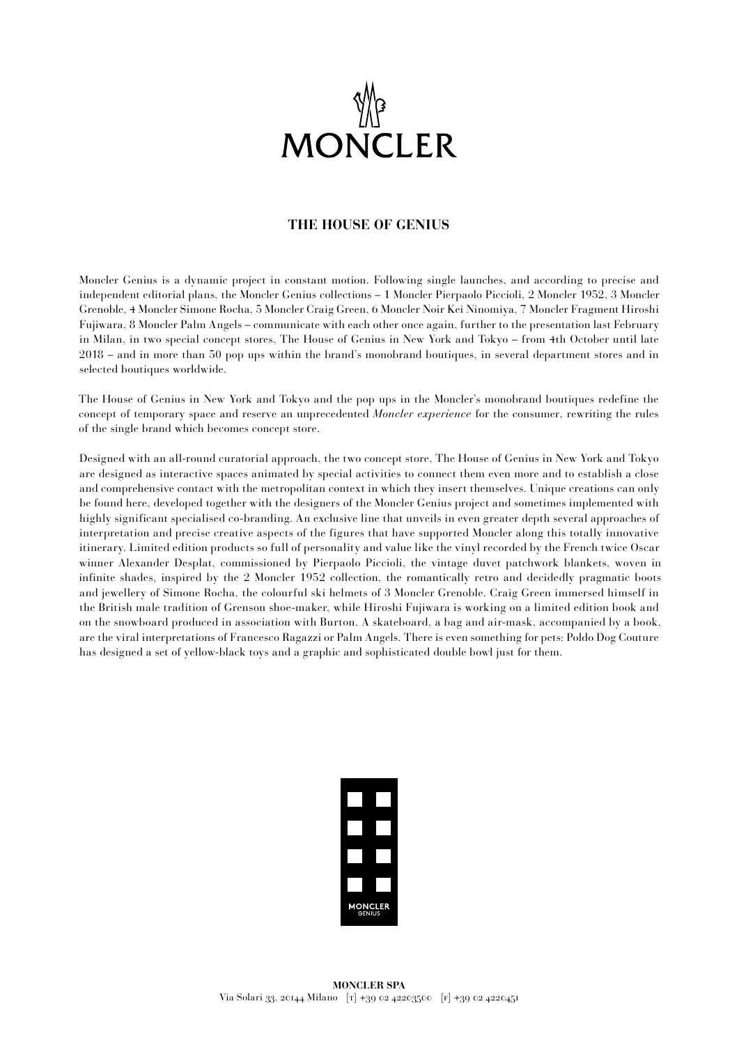# THE HOUSE OF GENIUS

Moncler Genius is a dynamic project in constant motion. Following single launches, and according to precise and independent editorial plans, the Moncler Genius collections – 1 Moncler Pierpaolo Piccioli, 2 Moncler 1952, 3 Moncler Grenoble, 4 Moncler Simone Rocha, 5 Moncler Craig Green, 6 Moncler Noir Kei Ninomiya, 7 Moncler Fragment Hiroshi Fujiwara, 8 Moncler Palm Angels – communicate with each other once again, further to the presentation last February in Milan, in two special concept stores, The House of Genius in New York and Tokyo – from 4th October until late 2018 – and in more than 50 pop ups within the brand's monobrand boutiques, in several department stores and in selected boutiques worldwide.

The House of Genius in New York and Tokyo and the pop ups in the Moncler's monobrand boutiques redefine the concept of temporary space and reserve an unprecedented *Moncler experience* for the consumer, rewriting the rules of the single brand which becomes concept store.

Designed with an all-round curatorial approach, the two concept store, The House of Genius in New York and Tokyo are designed as interactive spaces animated by special activities to connect them even more and to establish a close and comprehensive contact with the metropolitan context in which they insert themselves. Unique creations can only be found here, developed together with the designers of the Moncler Genius project and sometimes implemented with highly significant specialised co-branding. An exclusive line that unveils in even greater depth several approaches of interpretation and precise creative aspects of the figures that have supported Moncler along this totally innovative itinerary. Limited edition products so full of personality and value like the vinyl recorded by the French twice Oscar winner Alexander Desplat, commissioned by Pierpaolo Piccioli, the vintage duvet patchwork blankets, woven in infinite shades, inspired by the 2 Moncler 1952 collection, the romantically retro and decidedly pragmatic boots and jewellery of Simone Rocha, the colourful ski helmets of 3 Moncler Grenoble. Craig Green immersed himself in the British male tradition of Grenson shoe-maker, while Hiroshi Fujiwara is working on a limited edition book and on the snowboard produced in association with Burton. A skateboard, a bag and air-mask, accompanied by a book, are the viral interpretations of Francesco Ragazzi or Palm Angels. There is even something for pets: Poldo Dog Couture has designed a set of yellow-black toys and a graphic and sophisticated double bowl just for them.

**MONCLER SPA**
Via Solari 33, 20144 Milano [T] +39 02 42203500 [F] +39 02 4220451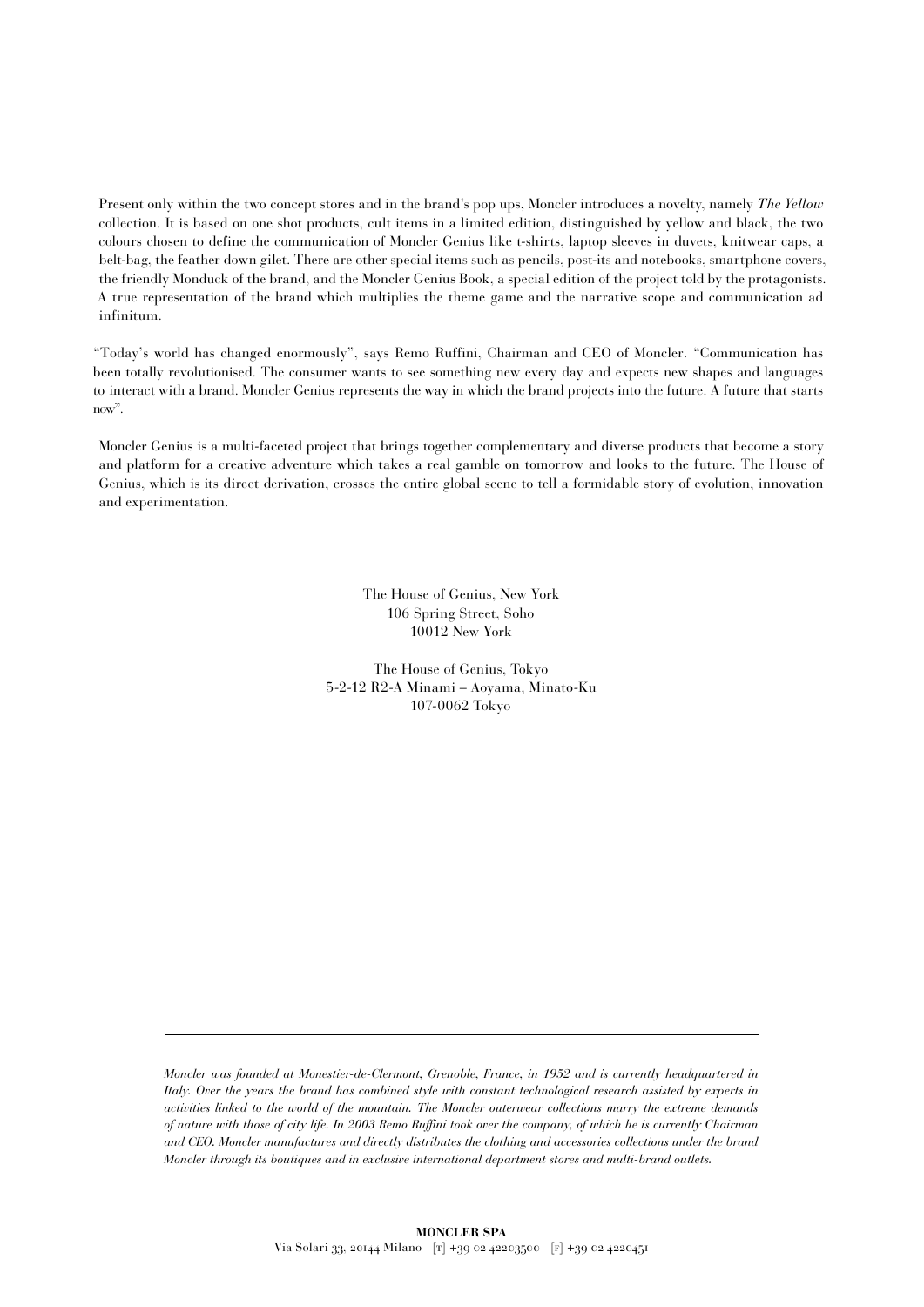Present only within the two concept stores and in the brand's pop ups, Moncler introduces a novelty, namely *The Yellow* collection. It is based on one shot products, cult items in a limited edition, distinguished by yellow and black, the two colours chosen to define the communication of Moncler Genius like t-shirts, laptop sleeves in duvets, knitwear caps, a belt-bag, the feather down gilet. There are other special items such as pencils, post-its and notebooks, smartphone covers, the friendly Monduck of the brand, and the Moncler Genius Book, a special edition of the project told by the protagonists. A true representation of the brand which multiplies the theme game and the narrative scope and communication ad infinitum.

"Today's world has changed enormously", says Remo Ruffini, Chairman and CEO of Moncler. "Communication has been totally revolutionised. The consumer wants to see something new every day and expects new shapes and languages to interact with a brand. Moncler Genius represents the way in which the brand projects into the future. A future that starts now".

Moncler Genius is a multi-faceted project that brings together complementary and diverse products that become a story and platform for a creative adventure which takes a real gamble on tomorrow and looks to the future. The House of Genius, which is its direct derivation, crosses the entire global scene to tell a formidable story of evolution, innovation and experimentation.

The House of Genius, New York
106 Spring Street, Soho
10012 New York

The House of Genius, Tokyo
5-2-12 R2-A Minami – Aoyama, Minato-Ku
107-0062 Tokyo

---

*Moncler was founded at Monestier-de-Clermont, Grenoble, France, in 1952 and is currently headquartered in Italy. Over the years the brand has combined style with constant technological research assisted by experts in activities linked to the world of the mountain. The Moncler outerwear collections marry the extreme demands of nature with those of city life. In 2003 Remo Ruffini took over the company, of which he is currently Chairman and CEO. Moncler manufactures and directly distributes the clothing and accessories collections under the brand Moncler through its boutiques and in exclusive international department stores and multi-brand outlets.*

**MONCLER SPA**
Via Solari 33, 20144 Milano [T] +39 02 42203500 [F] +39 02 4220451